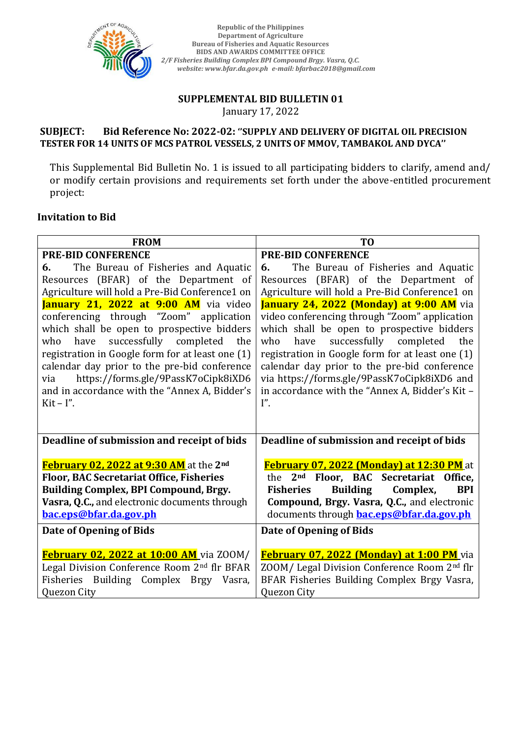Republic of the Philippines
Department of Agriculture
Bureau of Fisheries and Aquatic Resources
BIDS AND AWARDS COMMITTEE OFFICE
*2/F Fisheries Building Complex BPI Compound Brgy. Vasra, Q.C.*
*website: www.bfar.da.gov.ph e-mail: bfarbac2018@gmail.com*

# SUPPLEMENTAL BID BULLETIN 01

January 17, 2022

**SUBJECT: Bid Reference No: 2022-02: "SUPPLY AND DELIVERY OF DIGITAL OIL PRECISION TESTER FOR 14 UNITS OF MCS PATROL VESSELS, 2 UNITS OF MMOV, TAMBAKOL AND DYCA"**

This Supplemental Bid Bulletin No. 1 is issued to all participating bidders to clarify, amend and/ or modify certain provisions and requirements set forth under the above-entitled procurement project:

## Invitation to Bid

| FROM | TO |
|---|---|
| **PRE-BID CONFERENCE**<br>**6.** The Bureau of Fisheries and Aquatic Resources (BFAR) of the Department of Agriculture will hold a Pre-Bid Conference1 on **January 21, 2022 at 9:00 AM** via video conferencing through "Zoom" application which shall be open to prospective bidders who have successfully completed the registration in Google form for at least one (1) calendar day prior to the pre-bid conference via https://forms.gle/9PassK7oCipk8iXD6 and in accordance with the "Annex A, Bidder's Kit – I". | **PRE-BID CONFERENCE**<br>**6.** The Bureau of Fisheries and Aquatic Resources (BFAR) of the Department of Agriculture will hold a Pre-Bid Conference1 on **January 24, 2022 (Monday) at 9:00 AM** via video conferencing through "Zoom" application which shall be open to prospective bidders who have successfully completed the registration in Google form for at least one (1) calendar day prior to the pre-bid conference via https://forms.gle/9PassK7oCipk8iXD6 and in accordance with the "Annex A, Bidder's Kit – I". |
| **Deadline of submission and receipt of bids**<br><br>**February 02, 2022 at 9:30 AM** at the **2nd Floor, BAC Secretariat Office, Fisheries Building Complex, BPI Compound, Brgy. Vasra, Q.C.,** and electronic documents through **bac.eps@bfar.da.gov.ph** | **Deadline of submission and receipt of bids**<br><br>**February 07, 2022 (Monday) at 12:30 PM** at the **2nd Floor, BAC Secretariat Office, Fisheries Building Complex, BPI Compound, Brgy. Vasra, Q.C.,** and electronic documents through **bac.eps@bfar.da.gov.ph** |
| **Date of Opening of Bids**<br><br>**February 02, 2022 at 10:00 AM** via ZOOM/ Legal Division Conference Room 2nd flr BFAR Fisheries Building Complex Brgy Vasra, Quezon City | **Date of Opening of Bids**<br><br>**February 07, 2022 (Monday) at 1:00 PM** via ZOOM/ Legal Division Conference Room 2nd flr BFAR Fisheries Building Complex Brgy Vasra, Quezon City |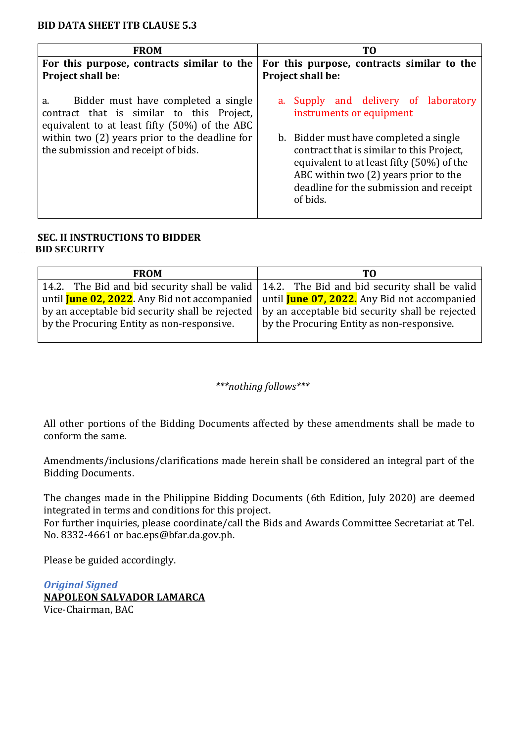**BID DATA SHEET ITB CLAUSE 5.3**

| FROM | TO |
| --- | --- |
| **For this purpose, contracts similar to the Project shall be:**<br><br>a. Bidder must have completed a single contract that is similar to this Project, equivalent to at least fifty (50%) of the ABC within two (2) years prior to the deadline for the submission and receipt of bids. | **For this purpose, contracts similar to the Project shall be:**<br><br>a. Supply and delivery of laboratory instruments or equipment<br><br>b. Bidder must have completed a single contract that is similar to this Project, equivalent to at least fifty (50%) of the ABC within two (2) years prior to the deadline for the submission and receipt of bids. |

**SEC. II INSTRUCTIONS TO BIDDER**
**BID SECURITY**

| FROM | TO |
| --- | --- |
| 14.2. The Bid and bid security shall be valid until **June 02, 2022**. Any Bid not accompanied by an acceptable bid security shall be rejected by the Procuring Entity as non-responsive. | 14.2. The Bid and bid security shall be valid until **June 07, 2022.** Any Bid not accompanied by an acceptable bid security shall be rejected by the Procuring Entity as non-responsive. |

*\*\*\*nothing follows\*\*\**

All other portions of the Bidding Documents affected by these amendments shall be made to conform the same.

Amendments/inclusions/clarifications made herein shall be considered an integral part of the Bidding Documents.

The changes made in the Philippine Bidding Documents (6th Edition, July 2020) are deemed integrated in terms and conditions for this project.
For further inquiries, please coordinate/call the Bids and Awards Committee Secretariat at Tel. No. 8332-4661 or bac.eps@bfar.da.gov.ph.

Please be guided accordingly.

***Original Signed***
**NAPOLEON SALVADOR LAMARCA**
Vice-Chairman, BAC